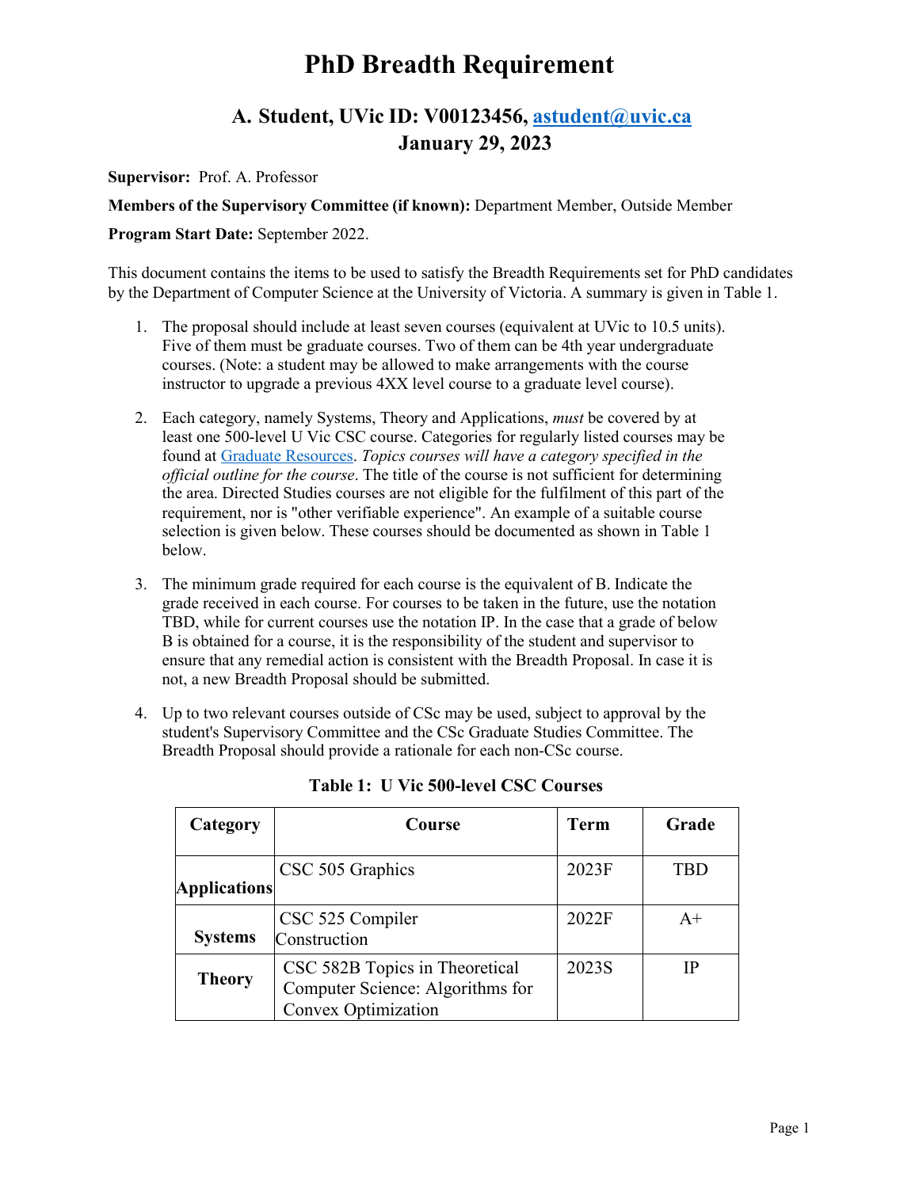# PhD Breadth Requirement

## A. Student, UVic ID: V00123456, [astudent@uvic.ca](mailto:astudent@uvic.ca)
## January 29, 2023

**Supervisor:** Prof. A. Professor

**Members of the Supervisory Committee (if known):** Department Member, Outside Member

**Program Start Date:** September 2022.

This document contains the items to be used to satisfy the Breadth Requirements set for PhD candidates by the Department of Computer Science at the University of Victoria. A summary is given in Table 1.

1. The proposal should include at least seven courses (equivalent at UVic to 10.5 units). Five of them must be graduate courses. Two of them can be 4th year undergraduate courses. (Note: a student may be allowed to make arrangements with the course instructor to upgrade a previous 4XX level course to a graduate level course).

2. Each category, namely Systems, Theory and Applications, *must* be covered by at least one 500-level U Vic CSC course. Categories for regularly listed courses may be found at [Graduate Resources](). *Topics courses will have a category specified in the official outline for the course*. The title of the course is not sufficient for determining the area. Directed Studies courses are not eligible for the fulfilment of this part of the requirement, nor is "other verifiable experience". An example of a suitable course selection is given below. These courses should be documented as shown in Table 1 below.

3. The minimum grade required for each course is the equivalent of B. Indicate the grade received in each course. For courses to be taken in the future, use the notation TBD, while for current courses use the notation IP. In the case that a grade of below B is obtained for a course, it is the responsibility of the student and supervisor to ensure that any remedial action is consistent with the Breadth Proposal. In case it is not, a new Breadth Proposal should be submitted.

4. Up to two relevant courses outside of CSc may be used, subject to approval by the student's Supervisory Committee and the CSc Graduate Studies Committee. The Breadth Proposal should provide a rationale for each non-CSc course.

**Table 1: U Vic 500-level CSC Courses**

| Category | Course | Term | Grade |
|---|---|---|---|
| **Applications** | CSC 505 Graphics | 2023F | TBD |
| **Systems** | CSC 525 Compiler Construction | 2022F | A+ |
| **Theory** | CSC 582B Topics in Theoretical Computer Science: Algorithms for Convex Optimization | 2023S | IP |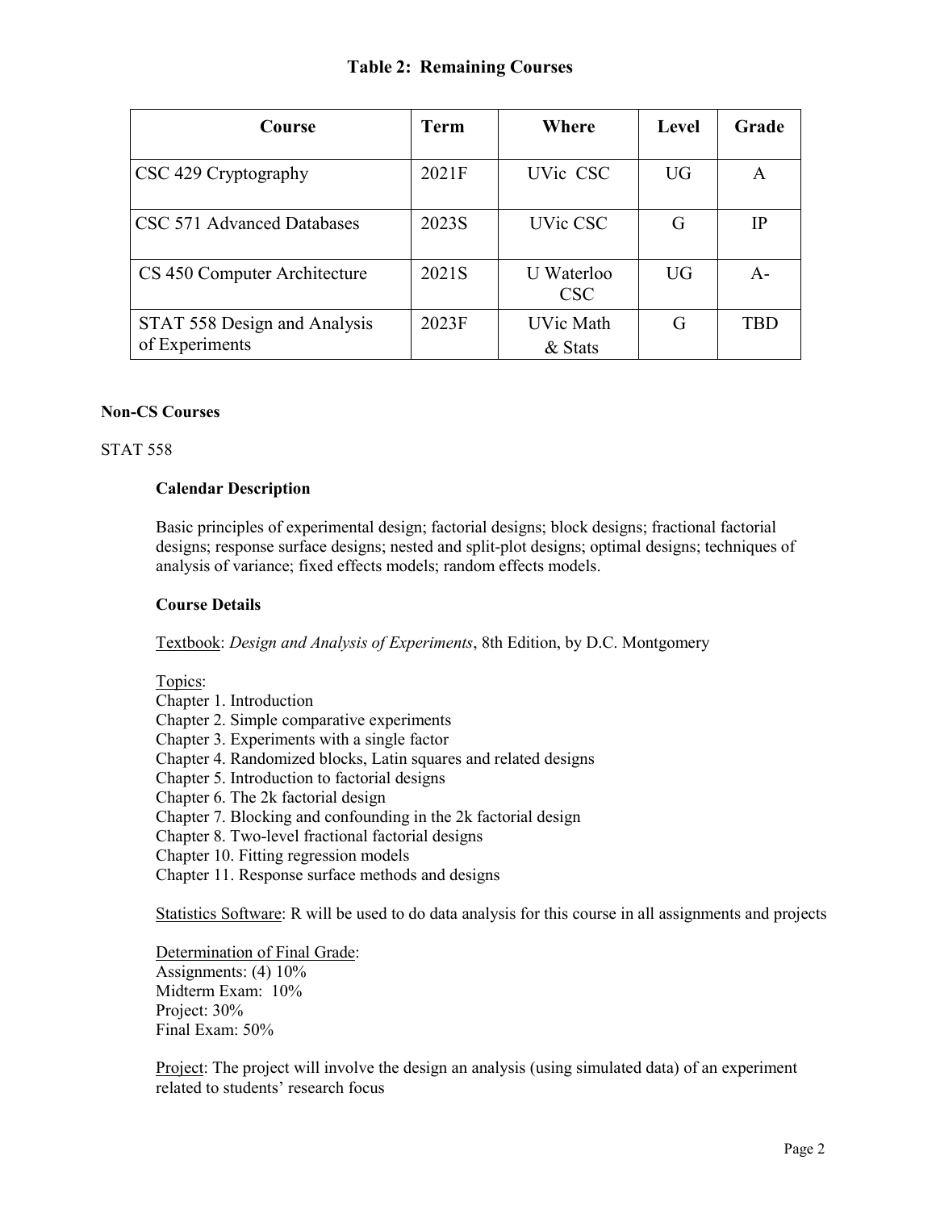**Table 2: Remaining Courses**

| Course | Term | Where | Level | Grade |
|---|---|---|---|---|
| CSC 429 Cryptography | 2021F | UVic CSC | UG | A |
| CSC 571 Advanced Databases | 2023S | UVic CSC | G | IP |
| CS 450 Computer Architecture | 2021S | U Waterloo CSC | UG | A- |
| STAT 558 Design and Analysis of Experiments | 2023F | UVic Math & Stats | G | TBD |

**Non-CS Courses**

STAT 558

**Calendar Description**

Basic principles of experimental design; factorial designs; block designs; fractional factorial designs; response surface designs; nested and split-plot designs; optimal designs; techniques of analysis of variance; fixed effects models; random effects models.

**Course Details**

Textbook: *Design and Analysis of Experiments*, 8th Edition, by D.C. Montgomery

Topics:
Chapter 1. Introduction
Chapter 2. Simple comparative experiments
Chapter 3. Experiments with a single factor
Chapter 4. Randomized blocks, Latin squares and related designs
Chapter 5. Introduction to factorial designs
Chapter 6. The 2k factorial design
Chapter 7. Blocking and confounding in the 2k factorial design
Chapter 8. Two-level fractional factorial designs
Chapter 10. Fitting regression models
Chapter 11. Response surface methods and designs

Statistics Software: R will be used to do data analysis for this course in all assignments and projects

Determination of Final Grade:
Assignments: (4) 10%
Midterm Exam: 10%
Project: 30%
Final Exam: 50%

Project: The project will involve the design an analysis (using simulated data) of an experiment related to students' research focus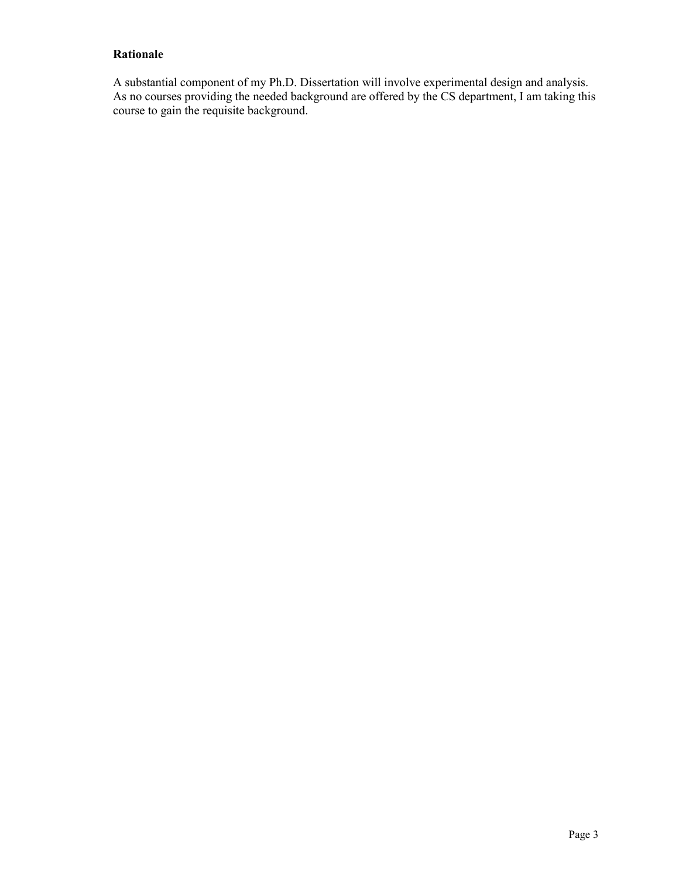**Rationale**

A substantial component of my Ph.D. Dissertation will involve experimental design and analysis. As no courses providing the needed background are offered by the CS department, I am taking this course to gain the requisite background.